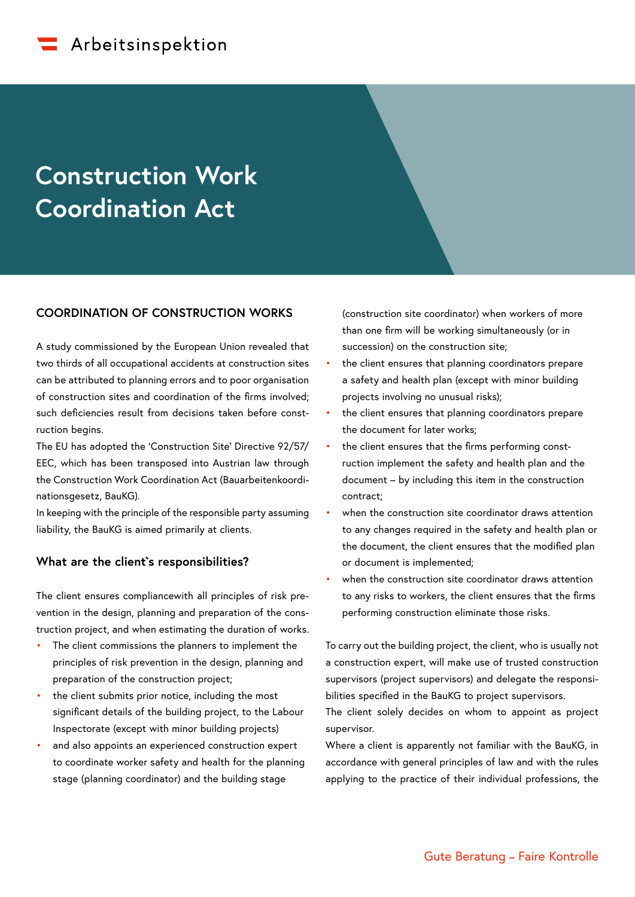Arbeitsinspektion

# Construction Work Coordination Act

## COORDINATION OF CONSTRUCTION WORKS

A study commissioned by the European Union revealed that two thirds of all occupational accidents at construction sites can be attributed to planning errors and to poor organisation of construction sites and coordination of the firms involved; such deficiencies result from decisions taken before construction begins.

The EU has adopted the 'Construction Site' Directive 92/57/EEC, which has been transposed into Austrian law through the Construction Work Coordination Act (Bauarbeitenkoordinationsgesetz, BauKG).

In keeping with the principle of the responsible party assuming liability, the BauKG is aimed primarily at clients.

### What are the client`s responsibilities?

The client ensures compliancewith all principles of risk prevention in the design, planning and preparation of the construction project, and when estimating the duration of works.

- The client commissions the planners to implement the principles of risk prevention in the design, planning and preparation of the construction project;
- the client submits prior notice, including the most significant details of the building project, to the Labour Inspectorate (except with minor building projects)
- and also appoints an experienced construction expert to coordinate worker safety and health for the planning stage (planning coordinator) and the building stage (construction site coordinator) when workers of more than one firm will be working simultaneously (or in succession) on the construction site;
- the client ensures that planning coordinators prepare a safety and health plan (except with minor building projects involving no unusual risks);
- the client ensures that planning coordinators prepare the document for later works;
- the client ensures that the firms performing construction implement the safety and health plan and the document – by including this item in the construction contract;
- when the construction site coordinator draws attention to any changes required in the safety and health plan or the document, the client ensures that the modified plan or document is implemented;
- when the construction site coordinator draws attention to any risks to workers, the client ensures that the firms performing construction eliminate those risks.

To carry out the building project, the client, who is usually not a construction expert, will make use of trusted construction supervisors (project supervisors) and delegate the responsibilities specified in the BauKG to project supervisors.

The client solely decides on whom to appoint as project supervisor.

Where a client is apparently not familiar with the BauKG, in accordance with general principles of law and with the rules applying to the practice of their individual professions, the

Gute Beratung – Faire Kontrolle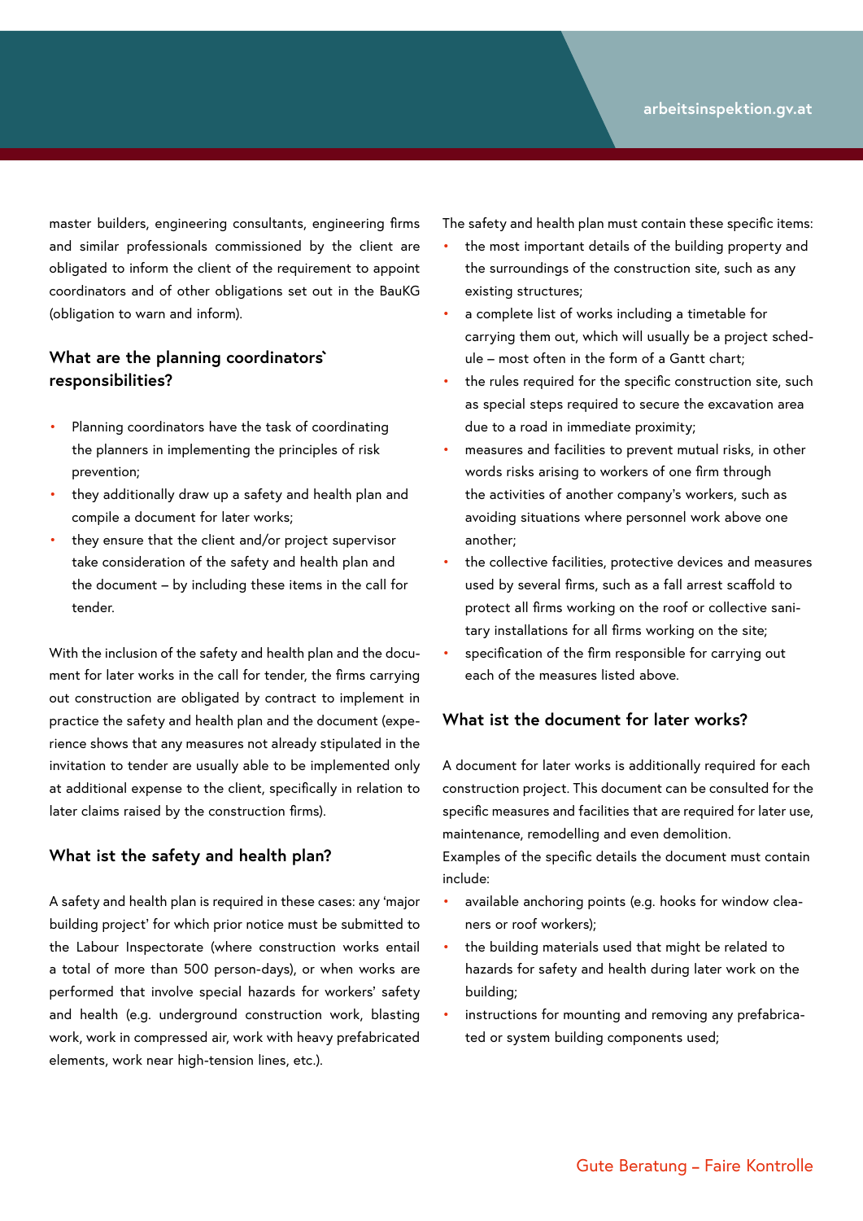master builders, engineering consultants, engineering firms and similar professionals commissioned by the client are obligated to inform the client of the requirement to appoint coordinators and of other obligations set out in the BauKG (obligation to warn and inform).

## What are the planning coordinators` responsibilities?

- Planning coordinators have the task of coordinating the planners in implementing the principles of risk prevention;
- they additionally draw up a safety and health plan and compile a document for later works;
- they ensure that the client and/or project supervisor take consideration of the safety and health plan and the document – by including these items in the call for tender.

With the inclusion of the safety and health plan and the document for later works in the call for tender, the firms carrying out construction are obligated by contract to implement in practice the safety and health plan and the document (experience shows that any measures not already stipulated in the invitation to tender are usually able to be implemented only at additional expense to the client, specifically in relation to later claims raised by the construction firms).

## What ist the safety and health plan?

A safety and health plan is required in these cases: any 'major building project' for which prior notice must be submitted to the Labour Inspectorate (where construction works entail a total of more than 500 person-days), or when works are performed that involve special hazards for workers' safety and health (e.g. underground construction work, blasting work, work in compressed air, work with heavy prefabricated elements, work near high-tension lines, etc.).

The safety and health plan must contain these specific items:

- the most important details of the building property and the surroundings of the construction site, such as any existing structures;
- a complete list of works including a timetable for carrying them out, which will usually be a project schedule – most often in the form of a Gantt chart;
- the rules required for the specific construction site, such as special steps required to secure the excavation area due to a road in immediate proximity;
- measures and facilities to prevent mutual risks, in other words risks arising to workers of one firm through the activities of another company's workers, such as avoiding situations where personnel work above one another;
- the collective facilities, protective devices and measures used by several firms, such as a fall arrest scaffold to protect all firms working on the roof or collective sanitary installations for all firms working on the site;
- specification of the firm responsible for carrying out each of the measures listed above.

## What ist the document for later works?

A document for later works is additionally required for each construction project. This document can be consulted for the specific measures and facilities that are required for later use, maintenance, remodelling and even demolition.

Examples of the specific details the document must contain include:

- available anchoring points (e.g. hooks for window cleaners or roof workers);
- the building materials used that might be related to hazards for safety and health during later work on the building;
- instructions for mounting and removing any prefabricated or system building components used;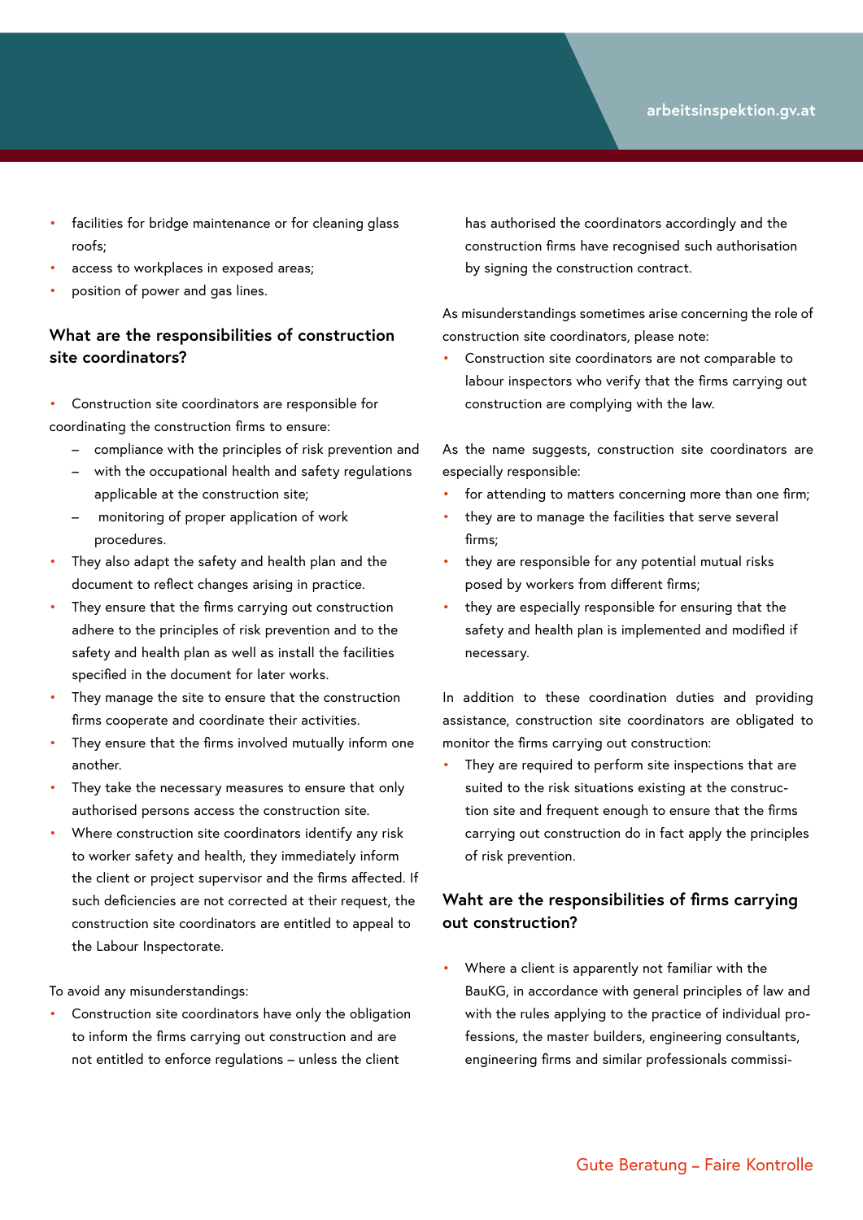- facilities for bridge maintenance or for cleaning glass roofs;
- access to workplaces in exposed areas;
- position of power and gas lines.

### What are the responsibilities of construction site coordinators?

- Construction site coordinators are responsible for coordinating the construction firms to ensure:
  - compliance with the principles of risk prevention and
  - with the occupational health and safety regulations applicable at the construction site;
  - monitoring of proper application of work procedures.
- They also adapt the safety and health plan and the document to reflect changes arising in practice.
- They ensure that the firms carrying out construction adhere to the principles of risk prevention and to the safety and health plan as well as install the facilities specified in the document for later works.
- They manage the site to ensure that the construction firms cooperate and coordinate their activities.
- They ensure that the firms involved mutually inform one another.
- They take the necessary measures to ensure that only authorised persons access the construction site.
- Where construction site coordinators identify any risk to worker safety and health, they immediately inform the client or project supervisor and the firms affected. If such deficiencies are not corrected at their request, the construction site coordinators are entitled to appeal to the Labour Inspectorate.

To avoid any misunderstandings:

- Construction site coordinators have only the obligation to inform the firms carrying out construction and are not entitled to enforce regulations – unless the client has authorised the coordinators accordingly and the construction firms have recognised such authorisation by signing the construction contract.

As misunderstandings sometimes arise concerning the role of construction site coordinators, please note:

- Construction site coordinators are not comparable to labour inspectors who verify that the firms carrying out construction are complying with the law.

As the name suggests, construction site coordinators are especially responsible:

- for attending to matters concerning more than one firm;
- they are to manage the facilities that serve several firms;
- they are responsible for any potential mutual risks posed by workers from different firms;
- they are especially responsible for ensuring that the safety and health plan is implemented and modified if necessary.

In addition to these coordination duties and providing assistance, construction site coordinators are obligated to monitor the firms carrying out construction:

- They are required to perform site inspections that are suited to the risk situations existing at the construction site and frequent enough to ensure that the firms carrying out construction do in fact apply the principles of risk prevention.

### Waht are the responsibilities of firms carrying out construction?

- Where a client is apparently not familiar with the BauKG, in accordance with general principles of law and with the rules applying to the practice of individual professions, the master builders, engineering consultants, engineering firms and similar professionals commissi-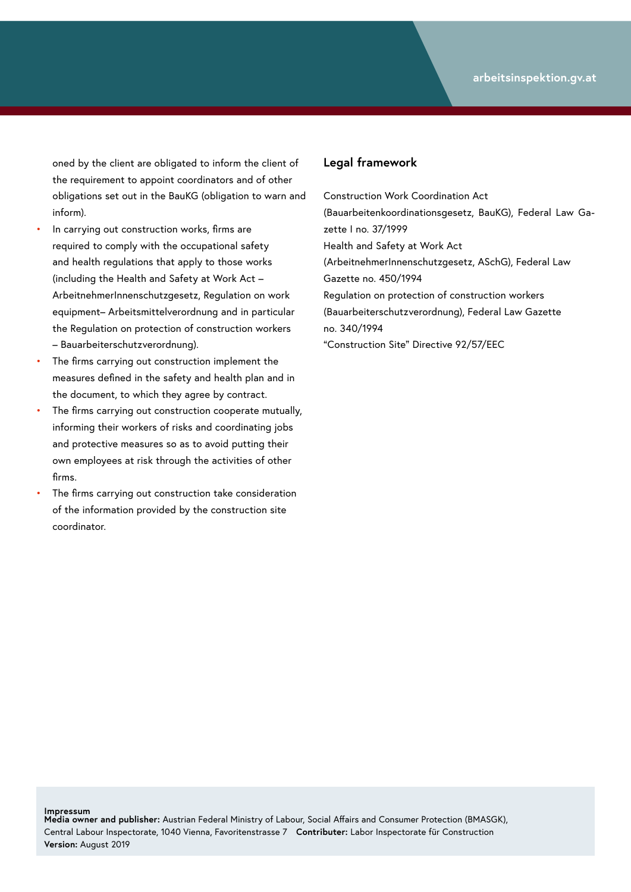oned by the client are obligated to inform the client of the requirement to appoint coordinators and of other obligations set out in the BauKG (obligation to warn and inform).

- In carrying out construction works, firms are required to comply with the occupational safety and health regulations that apply to those works (including the Health and Safety at Work Act – ArbeitnehmerInnenschutzgesetz, Regulation on work equipment– Arbeitsmittelverordnung and in particular the Regulation on protection of construction workers – Bauarbeiterschutzverordnung).
- The firms carrying out construction implement the measures defined in the safety and health plan and in the document, to which they agree by contract.
- The firms carrying out construction cooperate mutually, informing their workers of risks and coordinating jobs and protective measures so as to avoid putting their own employees at risk through the activities of other firms.
- The firms carrying out construction take consideration of the information provided by the construction site coordinator.

## Legal framework

Construction Work Coordination Act (Bauarbeitenkoordinationsgesetz, BauKG), Federal Law Gazette I no. 37/1999
Health and Safety at Work Act (ArbeitnehmerInnenschutzgesetz, ASchG), Federal Law Gazette no. 450/1994
Regulation on protection of construction workers (Bauarbeiterschutzverordnung), Federal Law Gazette no. 340/1994
"Construction Site" Directive 92/57/EEC

**Impressum**
**Media owner and publisher:** Austrian Federal Ministry of Labour, Social Affairs and Consumer Protection (BMASGK), Central Labour Inspectorate, 1040 Vienna, Favoritenstrasse 7 **Contributer:** Labor Inspectorate für Construction
**Version:** August 2019